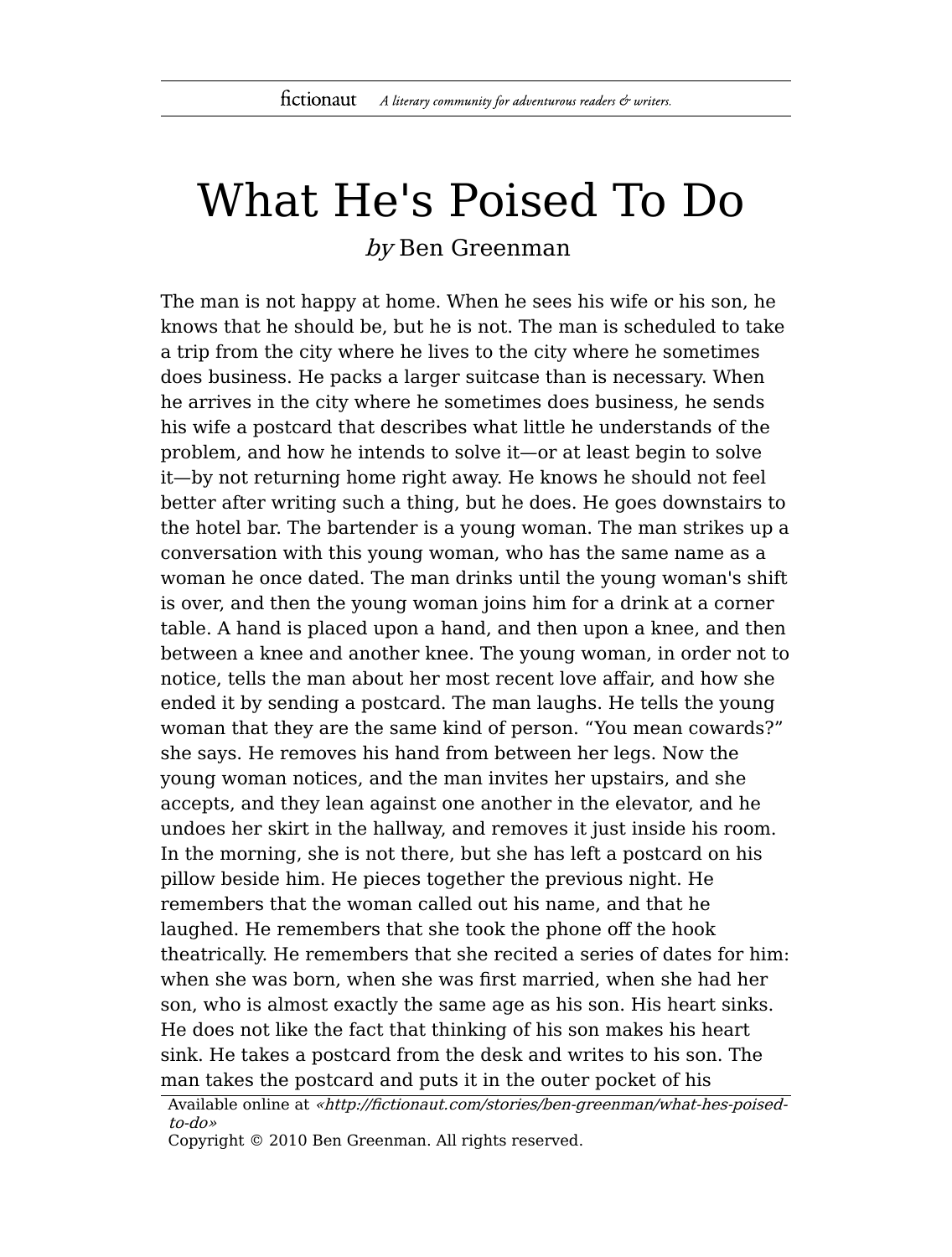# What He's Poised To Do

*by* Ben Greenman

The man is not happy at home. When he sees his wife or his son, he knows that he should be, but he is not. The man is scheduled to take a trip from the city where he lives to the city where he sometimes does business. He packs a larger suitcase than is necessary. When he arrives in the city where he sometimes does business, he sends his wife a postcard that describes what little he understands of the problem, and how he intends to solve it—or at least begin to solve it—by not returning home right away. He knows he should not feel better after writing such a thing, but he does. He goes downstairs to the hotel bar. The bartender is a young woman. The man strikes up a conversation with this young woman, who has the same name as a woman he once dated. The man drinks until the young woman's shift is over, and then the young woman joins him for a drink at a corner table. A hand is placed upon a hand, and then upon a knee, and then between a knee and another knee. The young woman, in order not to notice, tells the man about her most recent love affair, and how she ended it by sending a postcard. The man laughs. He tells the young woman that they are the same kind of person. "You mean cowards?" she says. He removes his hand from between her legs. Now the young woman notices, and the man invites her upstairs, and she accepts, and they lean against one another in the elevator, and he undoes her skirt in the hallway, and removes it just inside his room. In the morning, she is not there, but she has left a postcard on his pillow beside him. He pieces together the previous night. He remembers that the woman called out his name, and that he laughed. He remembers that she took the phone off the hook theatrically. He remembers that she recited a series of dates for him: when she was born, when she was first married, when she had her son, who is almost exactly the same age as his son. His heart sinks. He does not like the fact that thinking of his son makes his heart sink. He takes a postcard from the desk and writes to his son. The man takes the postcard and puts it in the outer pocket of his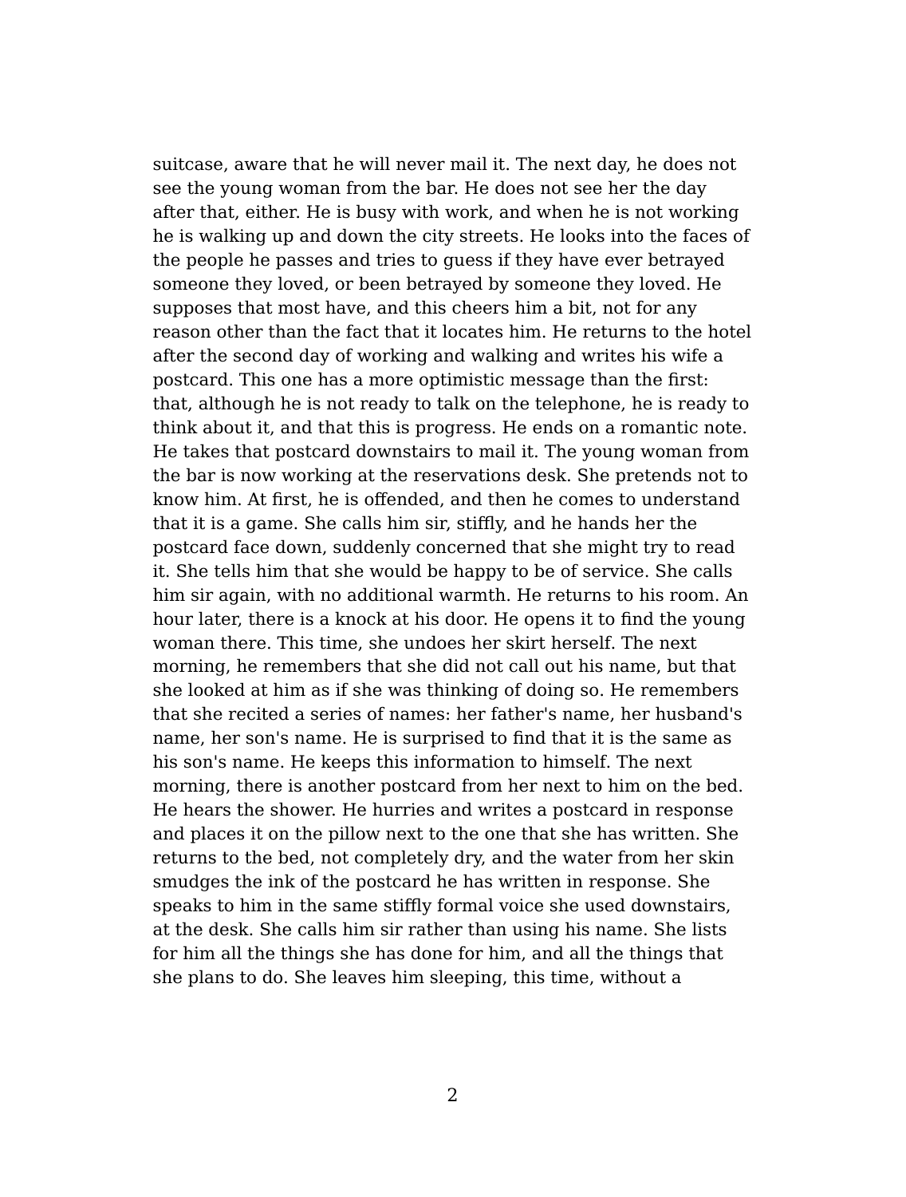suitcase, aware that he will never mail it. The next day, he does not see the young woman from the bar. He does not see her the day after that, either. He is busy with work, and when he is not working he is walking up and down the city streets. He looks into the faces of the people he passes and tries to guess if they have ever betrayed someone they loved, or been betrayed by someone they loved. He supposes that most have, and this cheers him a bit, not for any reason other than the fact that it locates him. He returns to the hotel after the second day of working and walking and writes his wife a postcard. This one has a more optimistic message than the first: that, although he is not ready to talk on the telephone, he is ready to think about it, and that this is progress. He ends on a romantic note. He takes that postcard downstairs to mail it. The young woman from the bar is now working at the reservations desk. She pretends not to know him. At first, he is offended, and then he comes to understand that it is a game. She calls him sir, stiffly, and he hands her the postcard face down, suddenly concerned that she might try to read it. She tells him that she would be happy to be of service. She calls him sir again, with no additional warmth. He returns to his room. An hour later, there is a knock at his door. He opens it to find the young woman there. This time, she undoes her skirt herself. The next morning, he remembers that she did not call out his name, but that she looked at him as if she was thinking of doing so. He remembers that she recited a series of names: her father's name, her husband's name, her son's name. He is surprised to find that it is the same as his son's name. He keeps this information to himself. The next morning, there is another postcard from her next to him on the bed. He hears the shower. He hurries and writes a postcard in response and places it on the pillow next to the one that she has written. She returns to the bed, not completely dry, and the water from her skin smudges the ink of the postcard he has written in response. She speaks to him in the same stiffly formal voice she used downstairs, at the desk. She calls him sir rather than using his name. She lists for him all the things she has done for him, and all the things that she plans to do. She leaves him sleeping, this time, without a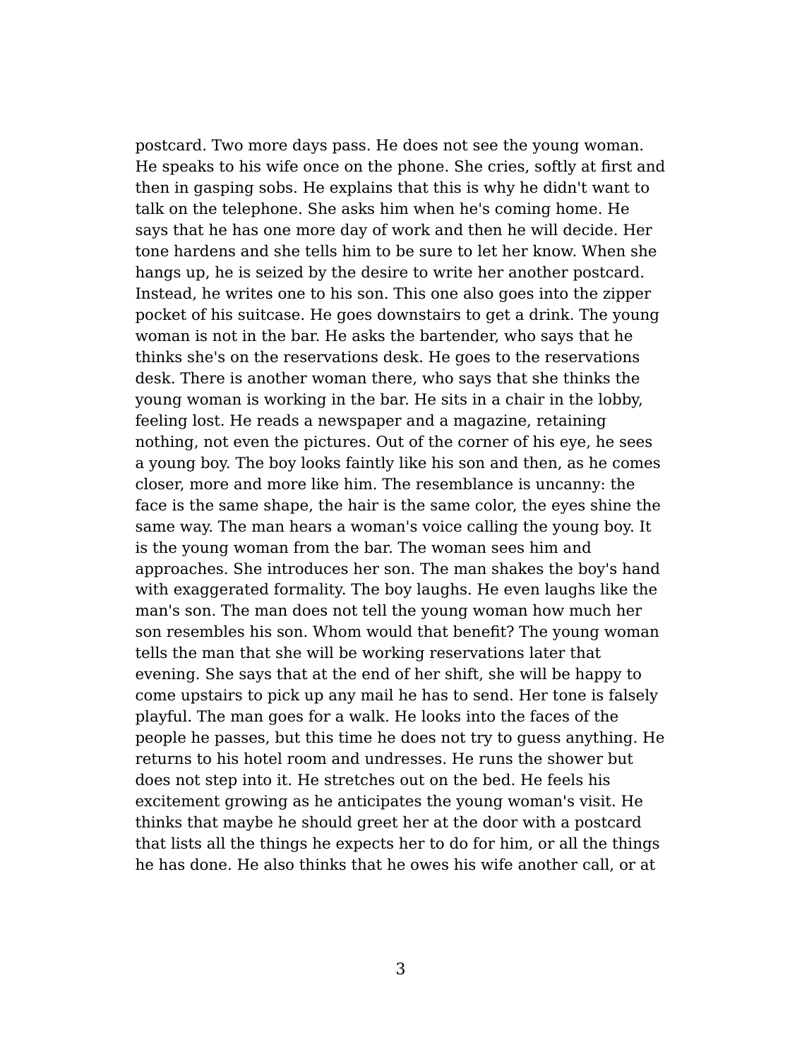postcard. Two more days pass. He does not see the young woman. He speaks to his wife once on the phone. She cries, softly at first and then in gasping sobs. He explains that this is why he didn't want to talk on the telephone. She asks him when he's coming home. He says that he has one more day of work and then he will decide. Her tone hardens and she tells him to be sure to let her know. When she hangs up, he is seized by the desire to write her another postcard. Instead, he writes one to his son. This one also goes into the zipper pocket of his suitcase. He goes downstairs to get a drink. The young woman is not in the bar. He asks the bartender, who says that he thinks she's on the reservations desk. He goes to the reservations desk. There is another woman there, who says that she thinks the young woman is working in the bar. He sits in a chair in the lobby, feeling lost. He reads a newspaper and a magazine, retaining nothing, not even the pictures. Out of the corner of his eye, he sees a young boy. The boy looks faintly like his son and then, as he comes closer, more and more like him. The resemblance is uncanny: the face is the same shape, the hair is the same color, the eyes shine the same way. The man hears a woman's voice calling the young boy. It is the young woman from the bar. The woman sees him and approaches. She introduces her son. The man shakes the boy's hand with exaggerated formality. The boy laughs. He even laughs like the man's son. The man does not tell the young woman how much her son resembles his son. Whom would that benefit? The young woman tells the man that she will be working reservations later that evening. She says that at the end of her shift, she will be happy to come upstairs to pick up any mail he has to send. Her tone is falsely playful. The man goes for a walk. He looks into the faces of the people he passes, but this time he does not try to guess anything. He returns to his hotel room and undresses. He runs the shower but does not step into it. He stretches out on the bed. He feels his excitement growing as he anticipates the young woman's visit. He thinks that maybe he should greet her at the door with a postcard that lists all the things he expects her to do for him, or all the things he has done. He also thinks that he owes his wife another call, or at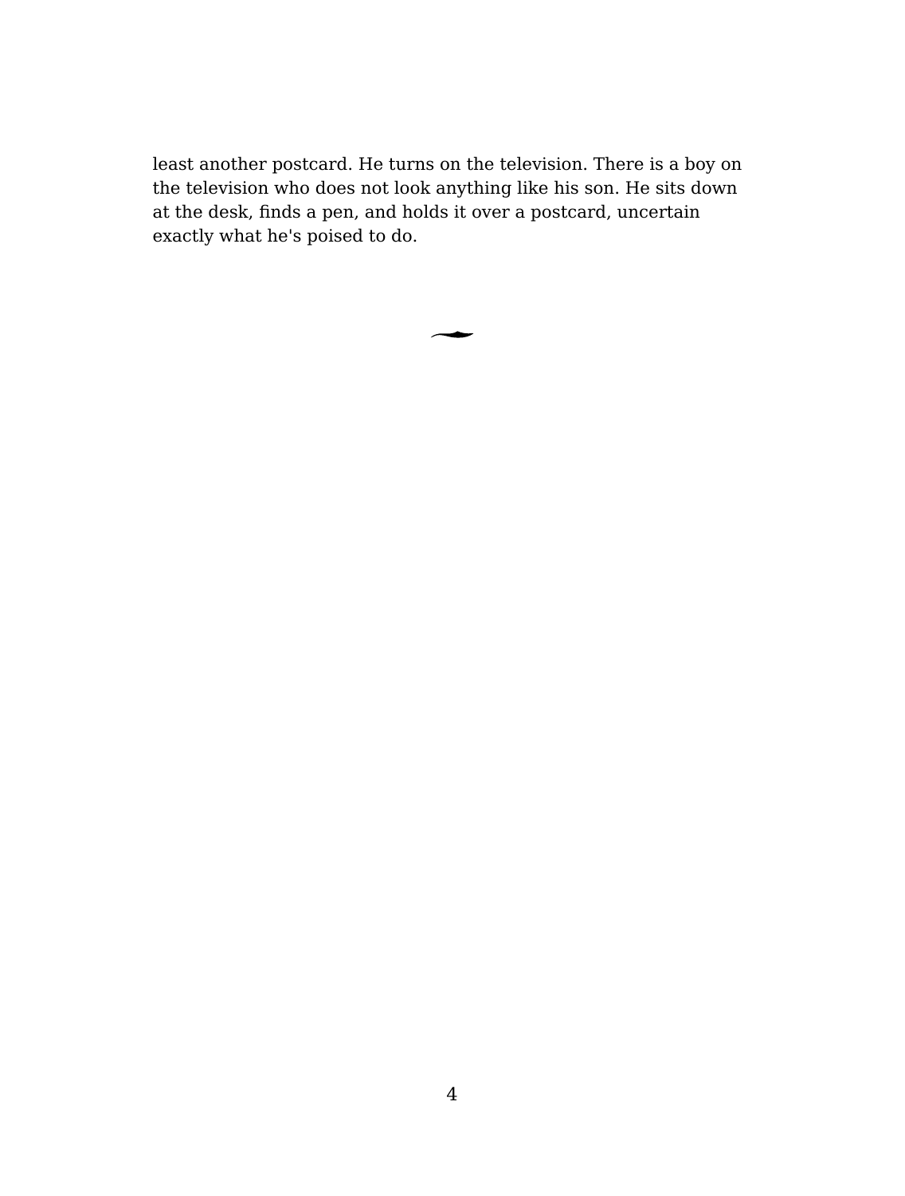least another postcard. He turns on the television. There is a boy on the television who does not look anything like his son. He sits down at the desk, finds a pen, and holds it over a postcard, uncertain exactly what he's poised to do.